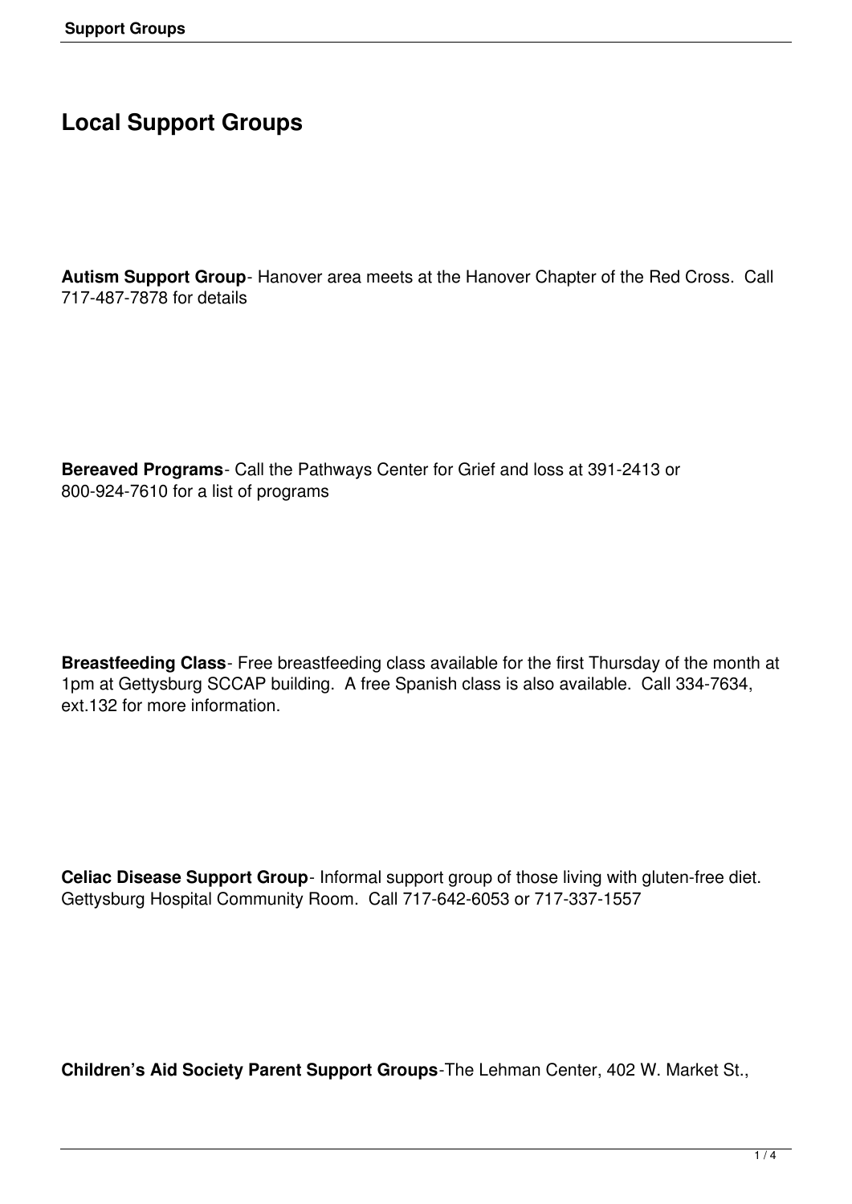# Local Support Groups

**Autism Support Group**- Hanover area meets at the Hanover Chapter of the Red Cross. Call 717-487-7878 for details

**Bereaved Programs**- Call the Pathways Center for Grief and loss at 391-2413 or 800-924-7610 for a list of programs

**Breastfeeding Class**- Free breastfeeding class available for the first Thursday of the month at 1pm at Gettysburg SCCAP building. A free Spanish class is also available. Call 334-7634, ext.132 for more information.

**Celiac Disease Support Group**- Informal support group of those living with gluten-free diet. Gettysburg Hospital Community Room. Call 717-642-6053 or 717-337-1557

**Children's Aid Society Parent Support Groups**-The Lehman Center, 402 W. Market St.,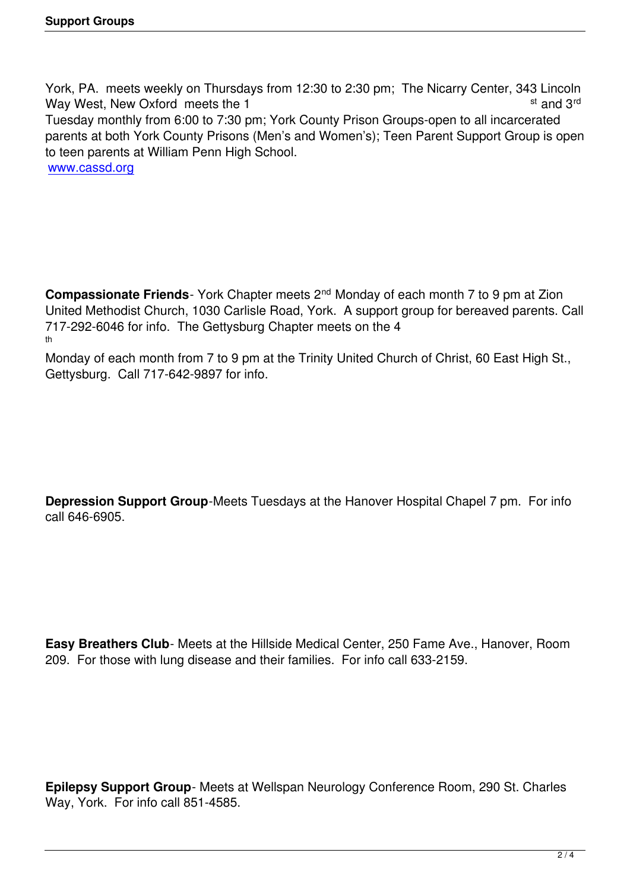York, PA. meets weekly on Thursdays from 12:30 to 2:30 pm; The Nicarry Center, 343 Lincoln Way West, New Oxford meets the 1st and 3rd Tuesday monthly from 6:00 to 7:30 pm; York County Prison Groups-open to all incarcerated parents at both York County Prisons (Men's and Women's); Teen Parent Support Group is open to teen parents at William Penn High School.
www.cassd.org

**Compassionate Friends**- York Chapter meets 2nd Monday of each month 7 to 9 pm at Zion United Methodist Church, 1030 Carlisle Road, York. A support group for bereaved parents. Call 717-292-6046 for info. The Gettysburg Chapter meets on the 4th Monday of each month from 7 to 9 pm at the Trinity United Church of Christ, 60 East High St., Gettysburg. Call 717-642-9897 for info.

**Depression Support Group**-Meets Tuesdays at the Hanover Hospital Chapel 7 pm. For info call 646-6905.

**Easy Breathers Club**- Meets at the Hillside Medical Center, 250 Fame Ave., Hanover, Room 209. For those with lung disease and their families. For info call 633-2159.

**Epilepsy Support Group**- Meets at Wellspan Neurology Conference Room, 290 St. Charles Way, York. For info call 851-4585.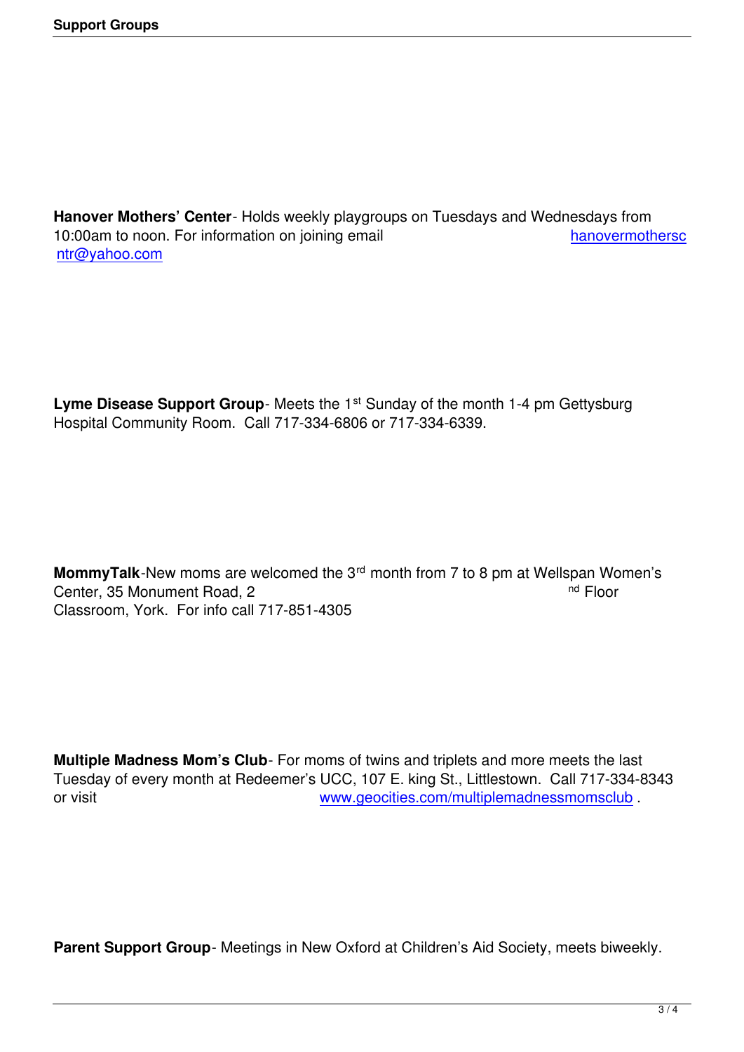**Hanover Mothers' Center**- Holds weekly playgroups on Tuesdays and Wednesdays from 10:00am to noon. For information on joining email hanovermotherscntr@yahoo.com

**Lyme Disease Support Group**- Meets the 1st Sunday of the month 1-4 pm Gettysburg Hospital Community Room. Call 717-334-6806 or 717-334-6339.

**MommyTalk**-New moms are welcomed the 3rd month from 7 to 8 pm at Wellspan Women's Center, 35 Monument Road, 2nd Floor Classroom, York. For info call 717-851-4305

**Multiple Madness Mom's Club**- For moms of twins and triplets and more meets the last Tuesday of every month at Redeemer's UCC, 107 E. king St., Littlestown. Call 717-334-8343 or visit www.geocities.com/multiplemadnessmomsclub .

**Parent Support Group**- Meetings in New Oxford at Children's Aid Society, meets biweekly.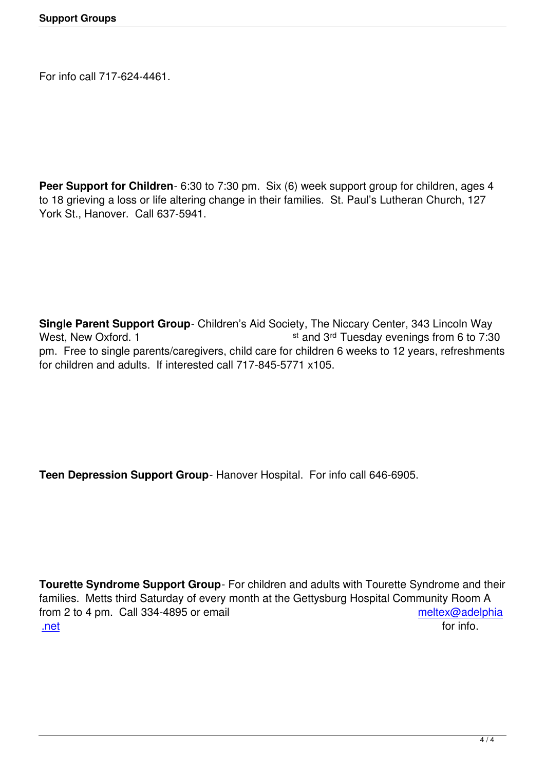For info call 717-624-4461.

**Peer Support for Children**- 6:30 to 7:30 pm. Six (6) week support group for children, ages 4 to 18 grieving a loss or life altering change in their families. St. Paul's Lutheran Church, 127 York St., Hanover. Call 637-5941.

**Single Parent Support Group**- Children's Aid Society, The Niccary Center, 343 Lincoln Way West, New Oxford. 1st and 3rd Tuesday evenings from 6 to 7:30 pm. Free to single parents/caregivers, child care for children 6 weeks to 12 years, refreshments for children and adults. If interested call 717-845-5771 x105.

**Teen Depression Support Group**- Hanover Hospital. For info call 646-6905.

**Tourette Syndrome Support Group**- For children and adults with Tourette Syndrome and their families. Metts third Saturday of every month at the Gettysburg Hospital Community Room A from 2 to 4 pm. Call 334-4895 or email meltex@adelphia.net for info.